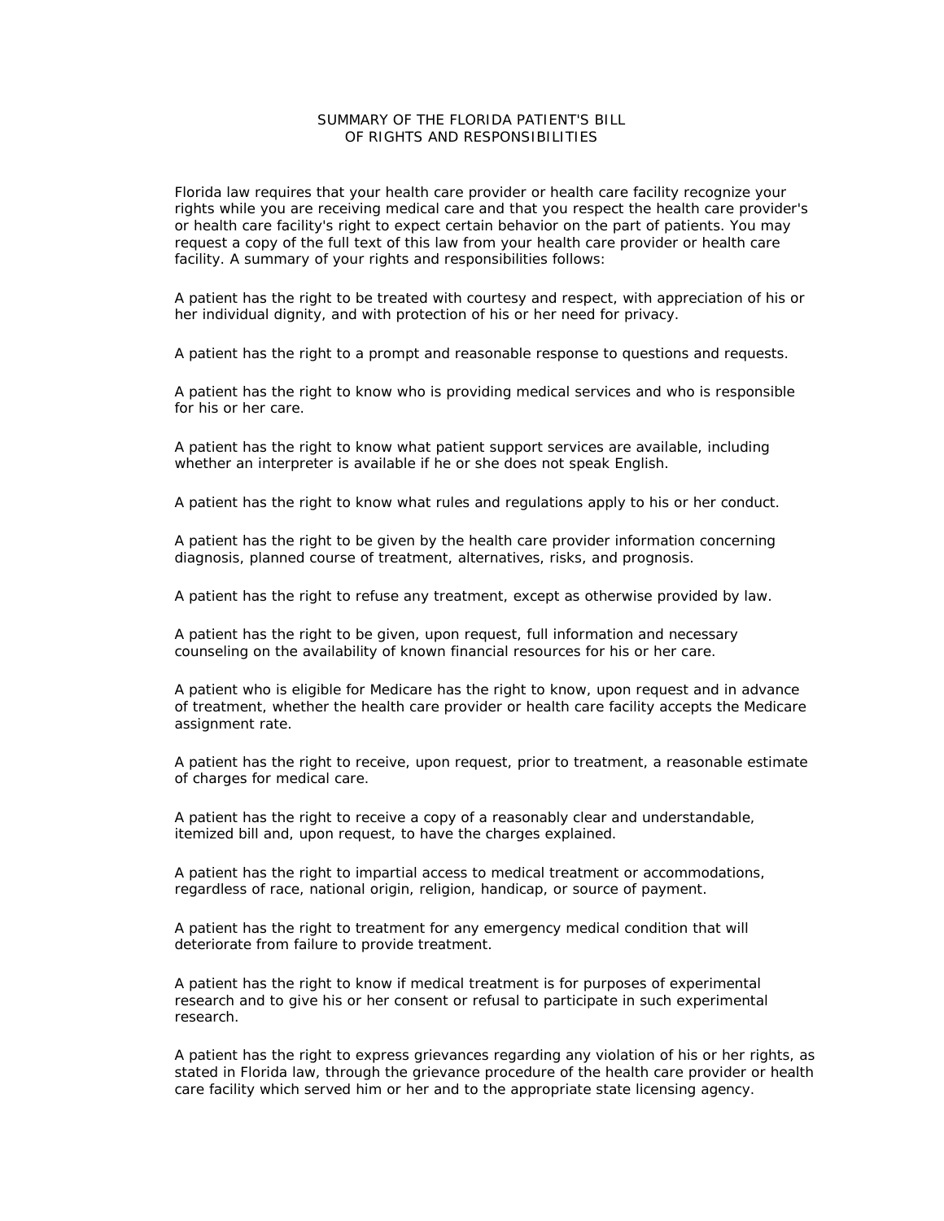# SUMMARY OF THE FLORIDA PATIENT'S BILL OF RIGHTS AND RESPONSIBILITIES

Florida law requires that your health care provider or health care facility recognize your rights while you are receiving medical care and that you respect the health care provider's or health care facility's right to expect certain behavior on the part of patients. You may request a copy of the full text of this law from your health care provider or health care facility. A summary of your rights and responsibilities follows:

A patient has the right to be treated with courtesy and respect, with appreciation of his or her individual dignity, and with protection of his or her need for privacy.

A patient has the right to a prompt and reasonable response to questions and requests.

A patient has the right to know who is providing medical services and who is responsible for his or her care.

A patient has the right to know what patient support services are available, including whether an interpreter is available if he or she does not speak English.

A patient has the right to know what rules and regulations apply to his or her conduct.

A patient has the right to be given by the health care provider information concerning diagnosis, planned course of treatment, alternatives, risks, and prognosis.

A patient has the right to refuse any treatment, except as otherwise provided by law.

A patient has the right to be given, upon request, full information and necessary counseling on the availability of known financial resources for his or her care.

A patient who is eligible for Medicare has the right to know, upon request and in advance of treatment, whether the health care provider or health care facility accepts the Medicare assignment rate.

A patient has the right to receive, upon request, prior to treatment, a reasonable estimate of charges for medical care.

A patient has the right to receive a copy of a reasonably clear and understandable, itemized bill and, upon request, to have the charges explained.

A patient has the right to impartial access to medical treatment or accommodations, regardless of race, national origin, religion, handicap, or source of payment.

A patient has the right to treatment for any emergency medical condition that will deteriorate from failure to provide treatment.

A patient has the right to know if medical treatment is for purposes of experimental research and to give his or her consent or refusal to participate in such experimental research.

A patient has the right to express grievances regarding any violation of his or her rights, as stated in Florida law, through the grievance procedure of the health care provider or health care facility which served him or her and to the appropriate state licensing agency.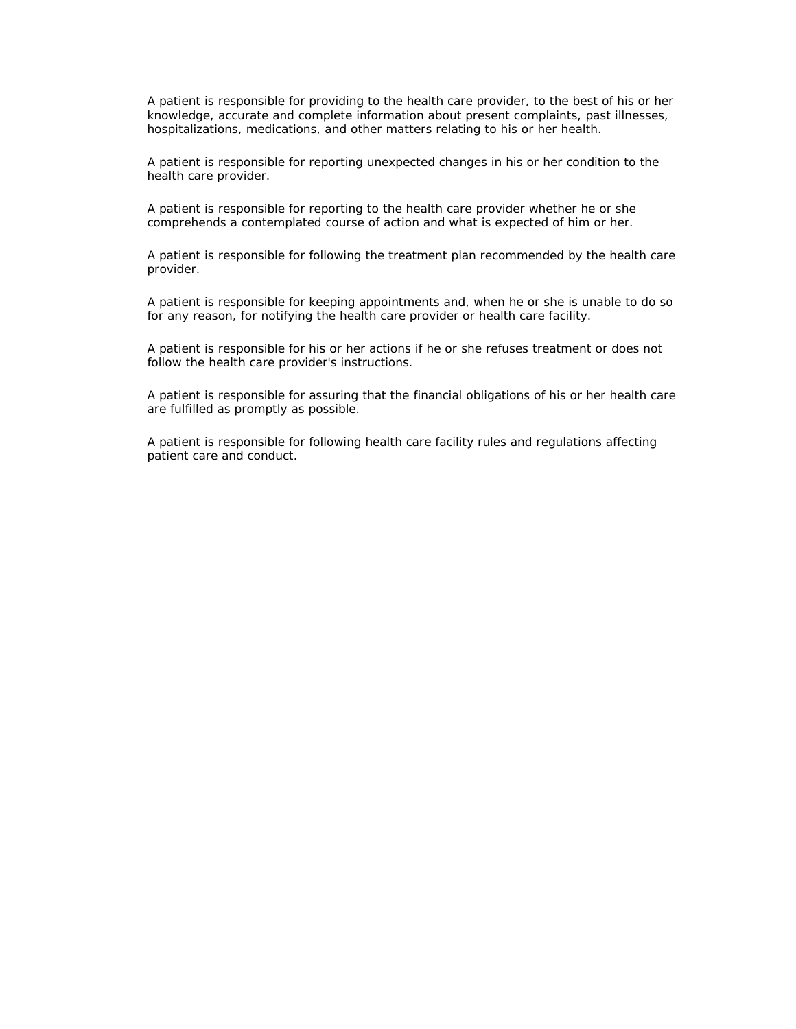A patient is responsible for providing to the health care provider, to the best of his or her knowledge, accurate and complete information about present complaints, past illnesses, hospitalizations, medications, and other matters relating to his or her health.

A patient is responsible for reporting unexpected changes in his or her condition to the health care provider.

A patient is responsible for reporting to the health care provider whether he or she comprehends a contemplated course of action and what is expected of him or her.

A patient is responsible for following the treatment plan recommended by the health care provider.

A patient is responsible for keeping appointments and, when he or she is unable to do so for any reason, for notifying the health care provider or health care facility.

A patient is responsible for his or her actions if he or she refuses treatment or does not follow the health care provider's instructions.

A patient is responsible for assuring that the financial obligations of his or her health care are fulfilled as promptly as possible.

A patient is responsible for following health care facility rules and regulations affecting patient care and conduct.